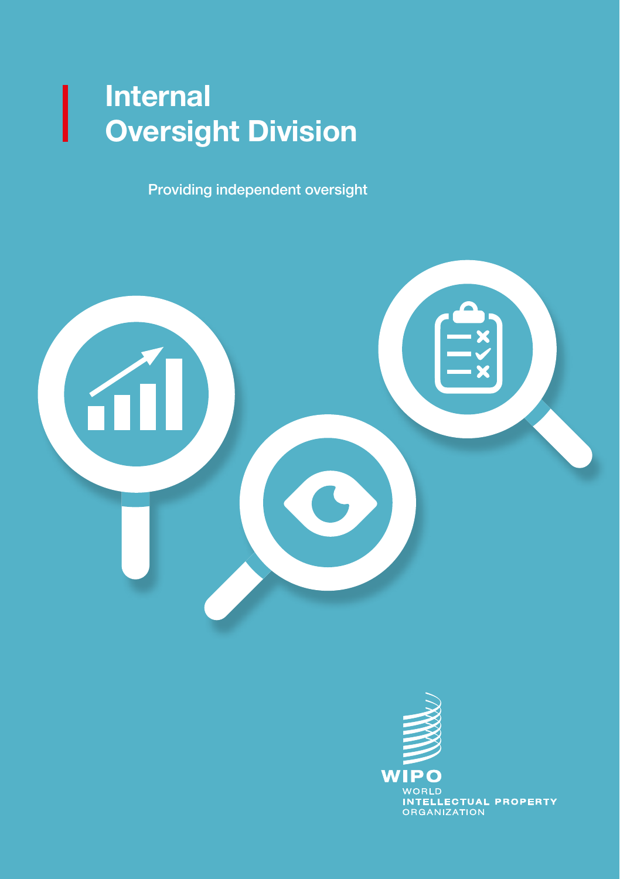# Internal Oversight Division

Providing independent oversight

WIPO
WORLD
INTELLECTUAL PROPERTY
ORGANIZATION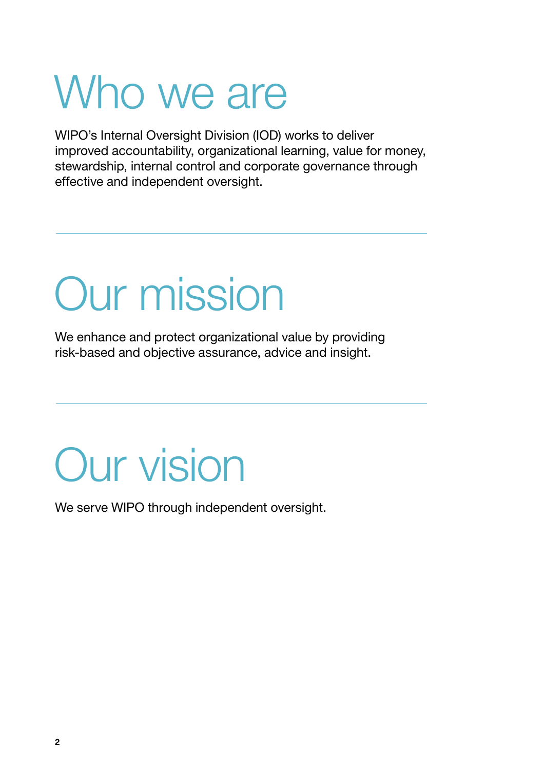# Who we are

WIPO's Internal Oversight Division (IOD) works to deliver improved accountability, organizational learning, value for money, stewardship, internal control and corporate governance through effective and independent oversight.

# Our mission

We enhance and protect organizational value by providing risk-based and objective assurance, advice and insight.

# Our vision

We serve WIPO through independent oversight.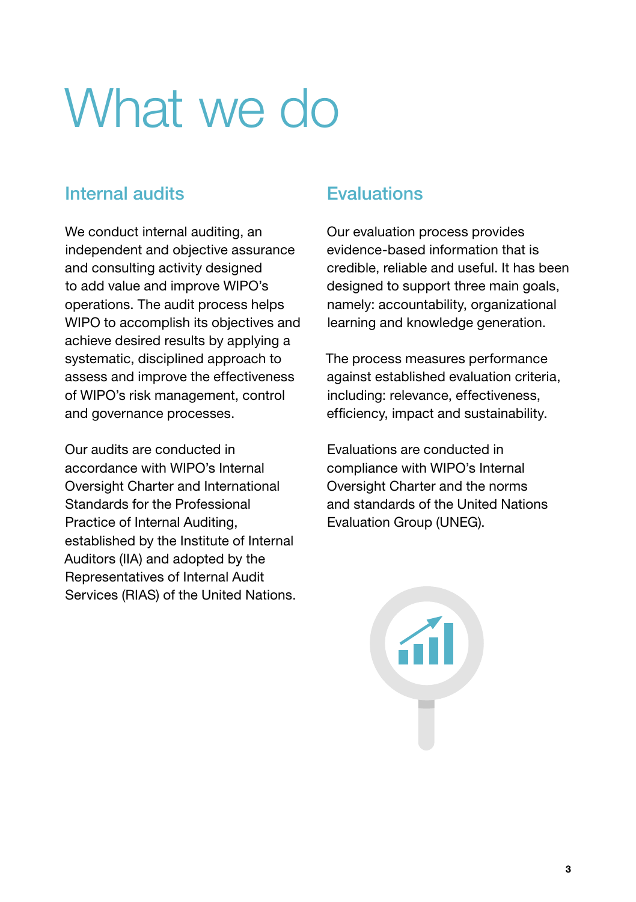# What we do

## Internal audits

We conduct internal auditing, an independent and objective assurance and consulting activity designed to add value and improve WIPO's operations. The audit process helps WIPO to accomplish its objectives and achieve desired results by applying a systematic, disciplined approach to assess and improve the effectiveness of WIPO's risk management, control and governance processes.

Our audits are conducted in accordance with WIPO's Internal Oversight Charter and International Standards for the Professional Practice of Internal Auditing, established by the Institute of Internal Auditors (IIA) and adopted by the Representatives of Internal Audit Services (RIAS) of the United Nations.

## Evaluations

Our evaluation process provides evidence-based information that is credible, reliable and useful. It has been designed to support three main goals, namely: accountability, organizational learning and knowledge generation.

The process measures performance against established evaluation criteria, including: relevance, effectiveness, efficiency, impact and sustainability.

Evaluations are conducted in compliance with WIPO's Internal Oversight Charter and the norms and standards of the United Nations Evaluation Group (UNEG).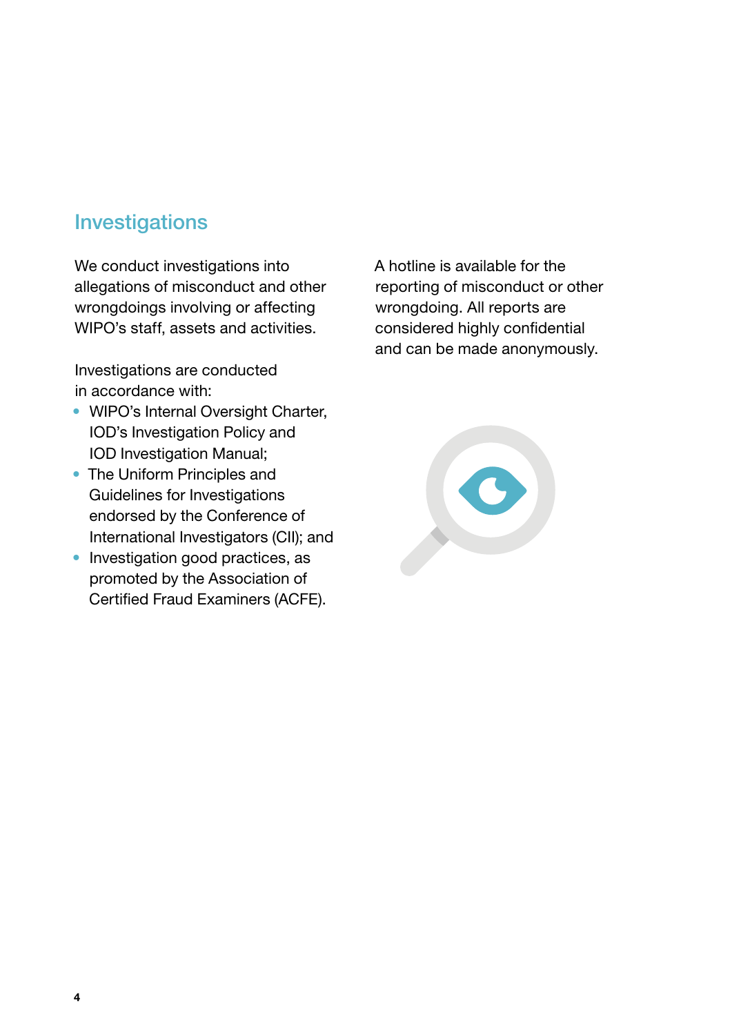## Investigations

We conduct investigations into allegations of misconduct and other wrongdoings involving or affecting WIPO's staff, assets and activities.

Investigations are conducted in accordance with:

- WIPO's Internal Oversight Charter, IOD's Investigation Policy and IOD Investigation Manual;
- The Uniform Principles and Guidelines for Investigations endorsed by the Conference of International Investigators (CII); and
- Investigation good practices, as promoted by the Association of Certified Fraud Examiners (ACFE).

A hotline is available for the reporting of misconduct or other wrongdoing. All reports are considered highly confidential and can be made anonymously.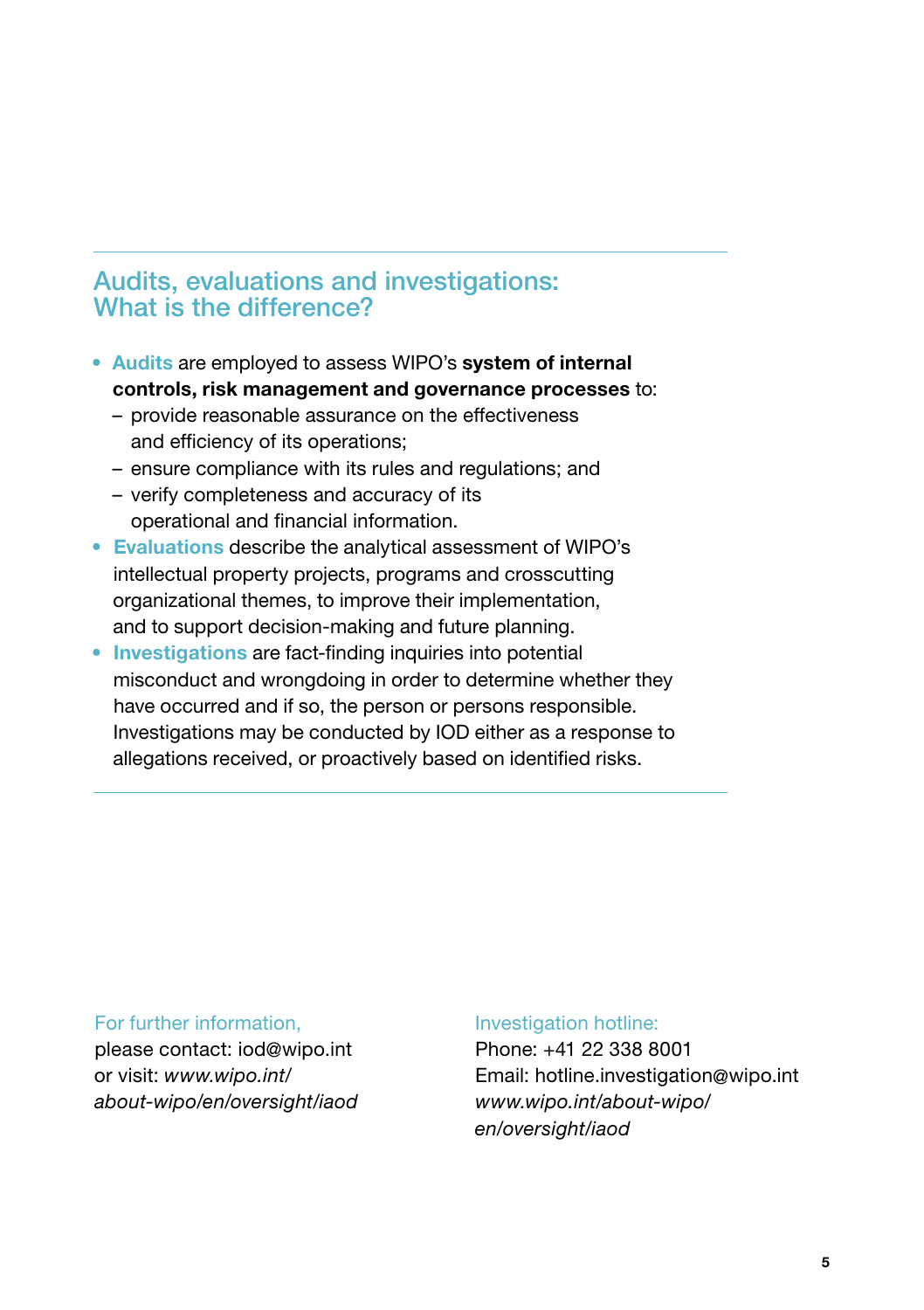## Audits, evaluations and investigations: What is the difference?

- **Audits** are employed to assess WIPO's **system of internal controls, risk management and governance processes** to:
  - provide reasonable assurance on the effectiveness and efficiency of its operations;
  - ensure compliance with its rules and regulations; and
  - verify completeness and accuracy of its operational and financial information.
- **Evaluations** describe the analytical assessment of WIPO's intellectual property projects, programs and crosscutting organizational themes, to improve their implementation, and to support decision-making and future planning.
- **Investigations** are fact-finding inquiries into potential misconduct and wrongdoing in order to determine whether they have occurred and if so, the person or persons responsible. Investigations may be conducted by IOD either as a response to allegations received, or proactively based on identified risks.

---

For further information,
please contact: iod@wipo.int
or visit: *www.wipo.int/about-wipo/en/oversight/iaod*

Investigation hotline:
Phone: +41 22 338 8001
Email: hotline.investigation@wipo.int
*www.wipo.int/about-wipo/en/oversight/iaod*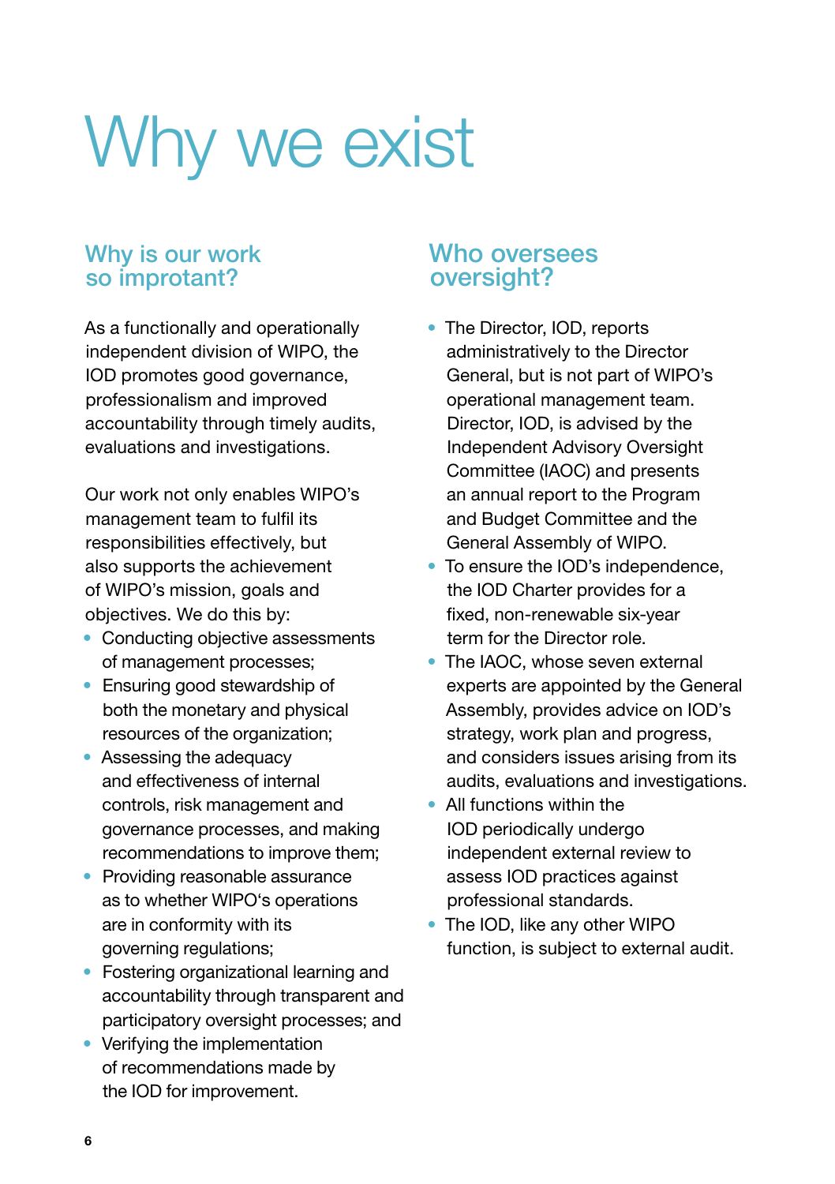# Why we exist

## Why is our work so improtant?

As a functionally and operationally independent division of WIPO, the IOD promotes good governance, professionalism and improved accountability through timely audits, evaluations and investigations.

Our work not only enables WIPO's management team to fulfil its responsibilities effectively, but also supports the achievement of WIPO's mission, goals and objectives. We do this by:

- Conducting objective assessments of management processes;
- Ensuring good stewardship of both the monetary and physical resources of the organization;
- Assessing the adequacy and effectiveness of internal controls, risk management and governance processes, and making recommendations to improve them;
- Providing reasonable assurance as to whether WIPO's operations are in conformity with its governing regulations;
- Fostering organizational learning and accountability through transparent and participatory oversight processes; and
- Verifying the implementation of recommendations made by the IOD for improvement.

## Who oversees oversight?

- The Director, IOD, reports administratively to the Director General, but is not part of WIPO's operational management team. Director, IOD, is advised by the Independent Advisory Oversight Committee (IAOC) and presents an annual report to the Program and Budget Committee and the General Assembly of WIPO.
- To ensure the IOD's independence, the IOD Charter provides for a fixed, non-renewable six-year term for the Director role.
- The IAOC, whose seven external experts are appointed by the General Assembly, provides advice on IOD's strategy, work plan and progress, and considers issues arising from its audits, evaluations and investigations.
- All functions within the IOD periodically undergo independent external review to assess IOD practices against professional standards.
- The IOD, like any other WIPO function, is subject to external audit.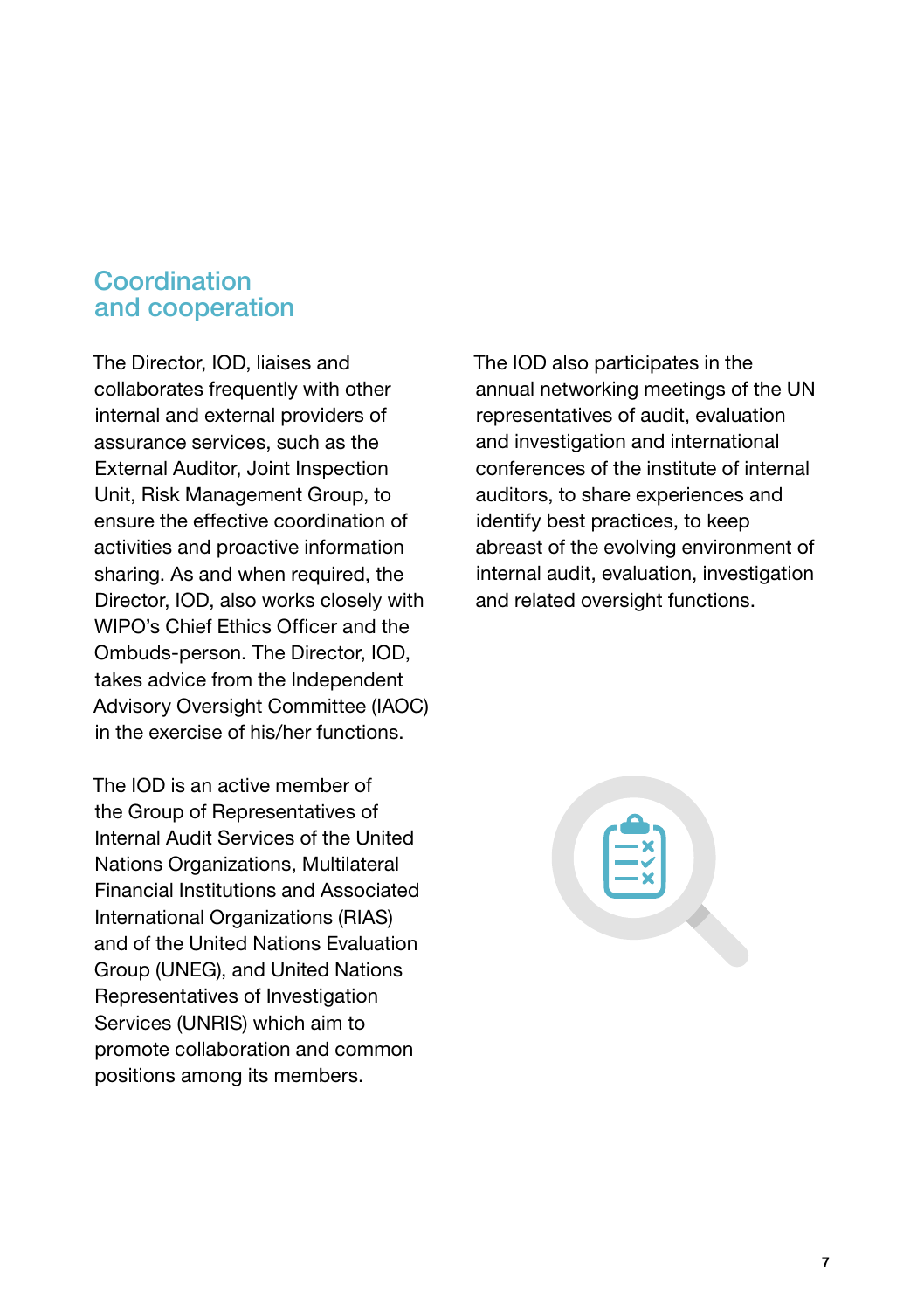## Coordination and cooperation

The Director, IOD, liaises and collaborates frequently with other internal and external providers of assurance services, such as the External Auditor, Joint Inspection Unit, Risk Management Group, to ensure the effective coordination of activities and proactive information sharing. As and when required, the Director, IOD, also works closely with WIPO's Chief Ethics Officer and the Ombuds-person. The Director, IOD, takes advice from the Independent Advisory Oversight Committee (IAOC) in the exercise of his/her functions.

The IOD is an active member of the Group of Representatives of Internal Audit Services of the United Nations Organizations, Multilateral Financial Institutions and Associated International Organizations (RIAS) and of the United Nations Evaluation Group (UNEG), and United Nations Representatives of Investigation Services (UNRIS) which aim to promote collaboration and common positions among its members.

The IOD also participates in the annual networking meetings of the UN representatives of audit, evaluation and investigation and international conferences of the institute of internal auditors, to share experiences and identify best practices, to keep abreast of the evolving environment of internal audit, evaluation, investigation and related oversight functions.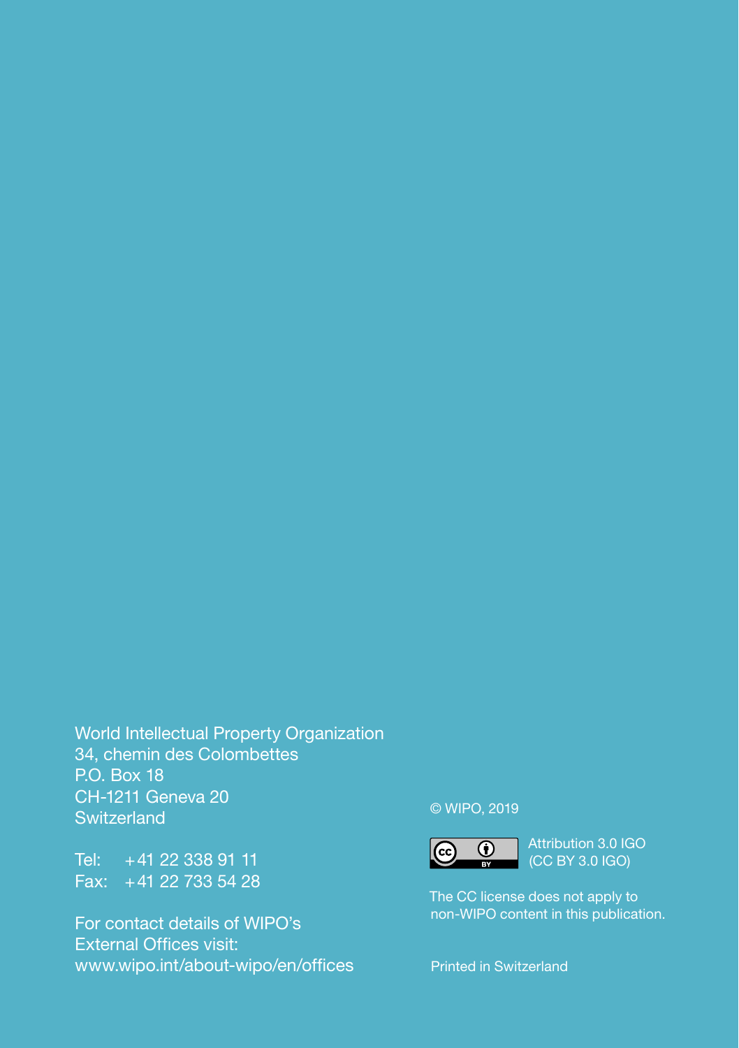World Intellectual Property Organization
34, chemin des Colombettes
P.O. Box 18
CH-1211 Geneva 20
Switzerland

Tel: +41 22 338 91 11
Fax: +41 22 733 54 28

For contact details of WIPO's External Offices visit:
www.wipo.int/about-wipo/en/offices

© WIPO, 2019

Attribution 3.0 IGO
(CC BY 3.0 IGO)

The CC license does not apply to non-WIPO content in this publication.

Printed in Switzerland